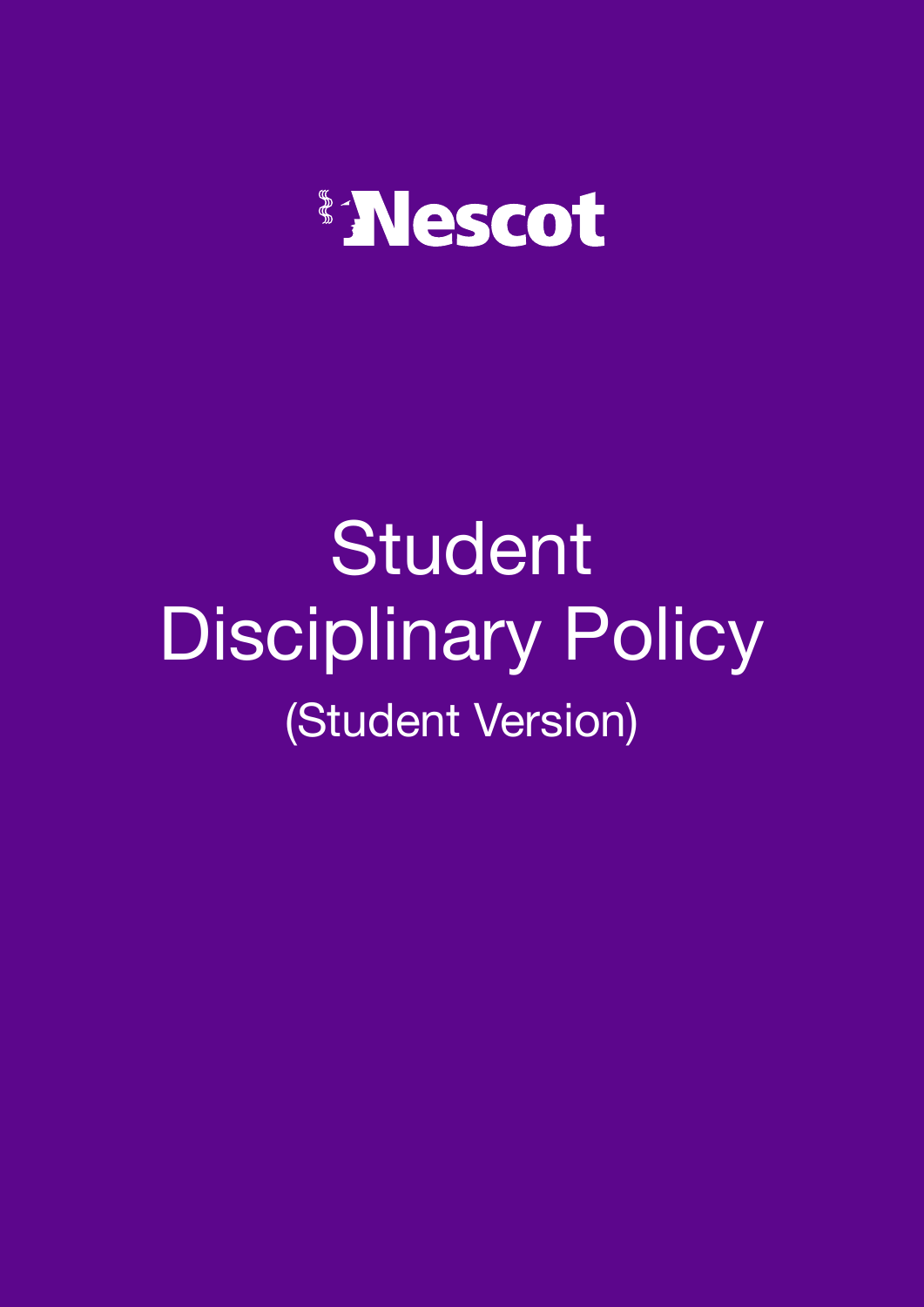Nescot

# Student Disciplinary Policy

(Student Version)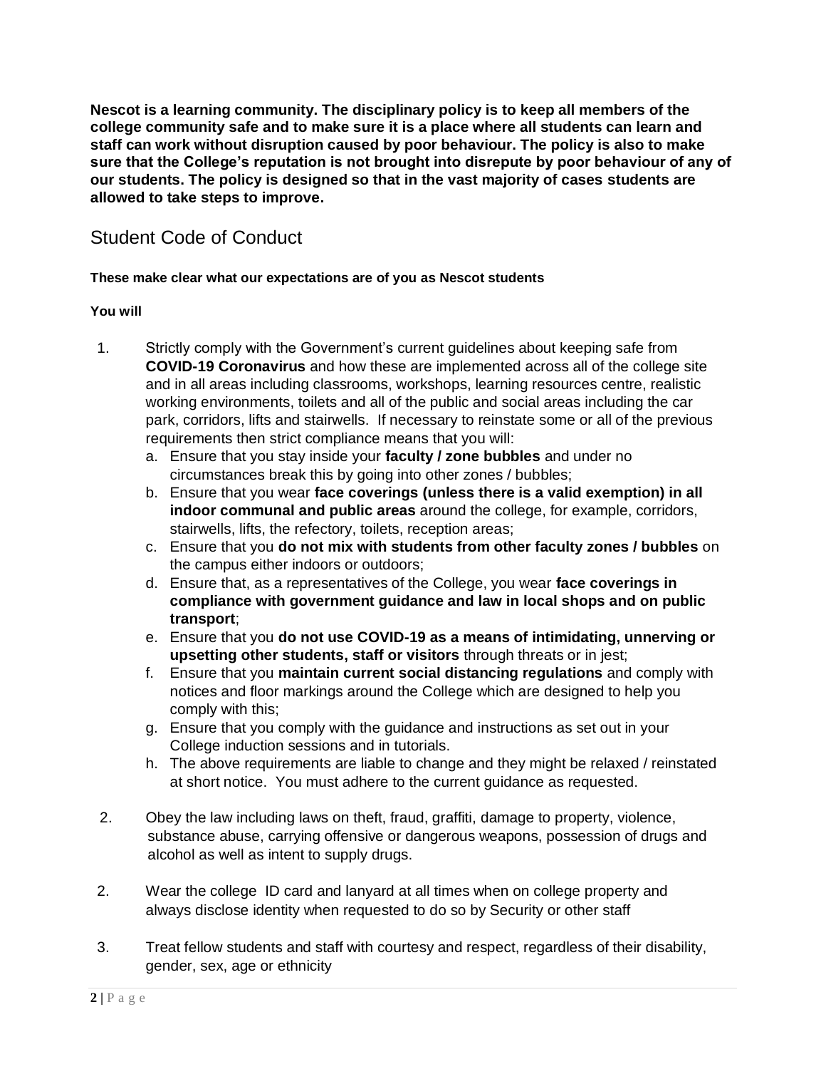**Nescot is a learning community. The disciplinary policy is to keep all members of the college community safe and to make sure it is a place where all students can learn and staff can work without disruption caused by poor behaviour. The policy is also to make sure that the College's reputation is not brought into disrepute by poor behaviour of any of our students. The policy is designed so that in the vast majority of cases students are allowed to take steps to improve.**

## Student Code of Conduct

**These make clear what our expectations are of you as Nescot students**

**You will**

1. Strictly comply with the Government's current guidelines about keeping safe from **COVID-19 Coronavirus** and how these are implemented across all of the college site and in all areas including classrooms, workshops, learning resources centre, realistic working environments, toilets and all of the public and social areas including the car park, corridors, lifts and stairwells. If necessary to reinstate some or all of the previous requirements then strict compliance means that you will:
   a. Ensure that you stay inside your **faculty / zone bubbles** and under no circumstances break this by going into other zones / bubbles;
   b. Ensure that you wear **face coverings (unless there is a valid exemption) in all indoor communal and public areas** around the college, for example, corridors, stairwells, lifts, the refectory, toilets, reception areas;
   c. Ensure that you **do not mix with students from other faculty zones / bubbles** on the campus either indoors or outdoors;
   d. Ensure that, as a representatives of the College, you wear **face coverings in compliance with government guidance and law in local shops and on public transport**;
   e. Ensure that you **do not use COVID-19 as a means of intimidating, unnerving or upsetting other students, staff or visitors** through threats or in jest;
   f. Ensure that you **maintain current social distancing regulations** and comply with notices and floor markings around the College which are designed to help you comply with this;
   g. Ensure that you comply with the guidance and instructions as set out in your College induction sessions and in tutorials.
   h. The above requirements are liable to change and they might be relaxed / reinstated at short notice. You must adhere to the current guidance as requested.

2. Obey the law including laws on theft, fraud, graffiti, damage to property, violence, substance abuse, carrying offensive or dangerous weapons, possession of drugs and alcohol as well as intent to supply drugs.

2. Wear the college ID card and lanyard at all times when on college property and always disclose identity when requested to do so by Security or other staff

3. Treat fellow students and staff with courtesy and respect, regardless of their disability, gender, sex, age or ethnicity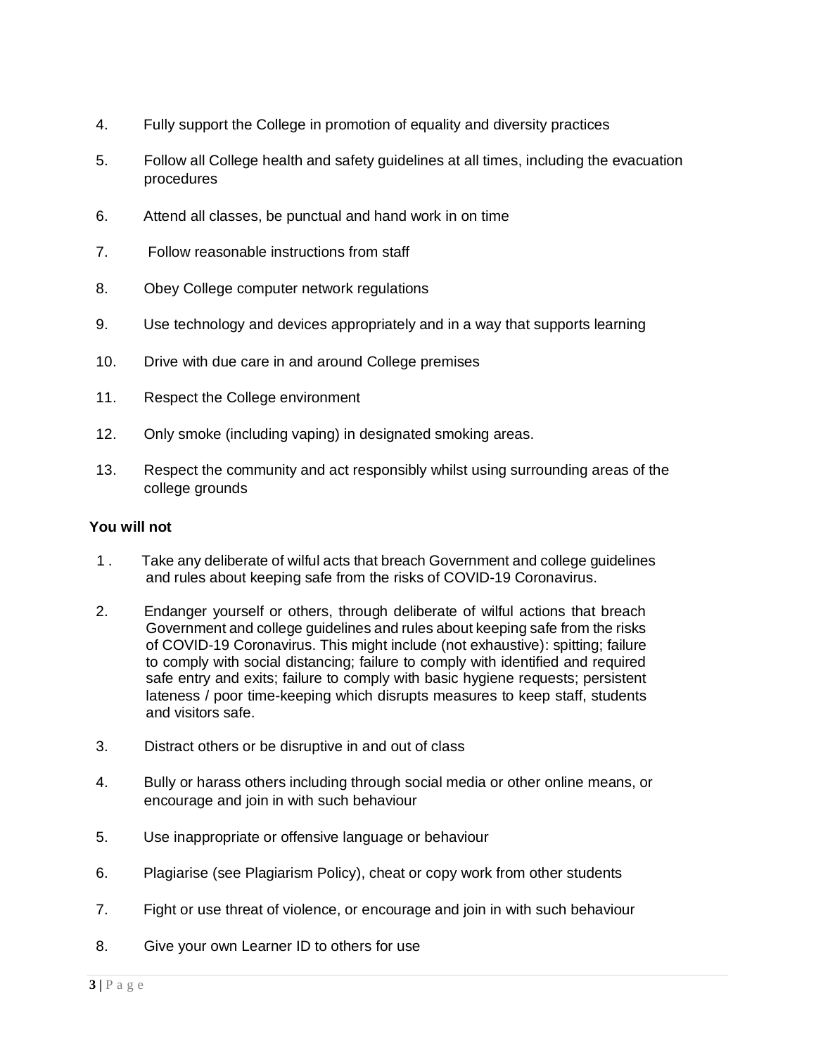4. Fully support the College in promotion of equality and diversity practices

5. Follow all College health and safety guidelines at all times, including the evacuation procedures

6. Attend all classes, be punctual and hand work in on time

7. Follow reasonable instructions from staff

8. Obey College computer network regulations

9. Use technology and devices appropriately and in a way that supports learning

10. Drive with due care in and around College premises

11. Respect the College environment

12. Only smoke (including vaping) in designated smoking areas.

13. Respect the community and act responsibly whilst using surrounding areas of the college grounds

**You will not**

1. Take any deliberate of wilful acts that breach Government and college guidelines and rules about keeping safe from the risks of COVID-19 Coronavirus.

2. Endanger yourself or others, through deliberate of wilful actions that breach Government and college guidelines and rules about keeping safe from the risks of COVID-19 Coronavirus. This might include (not exhaustive): spitting; failure to comply with social distancing; failure to comply with identified and required safe entry and exits; failure to comply with basic hygiene requests; persistent lateness / poor time-keeping which disrupts measures to keep staff, students and visitors safe.

3. Distract others or be disruptive in and out of class

4. Bully or harass others including through social media or other online means, or encourage and join in with such behaviour

5. Use inappropriate or offensive language or behaviour

6. Plagiarise (see Plagiarism Policy), cheat or copy work from other students

7. Fight or use threat of violence, or encourage and join in with such behaviour

8. Give your own Learner ID to others for use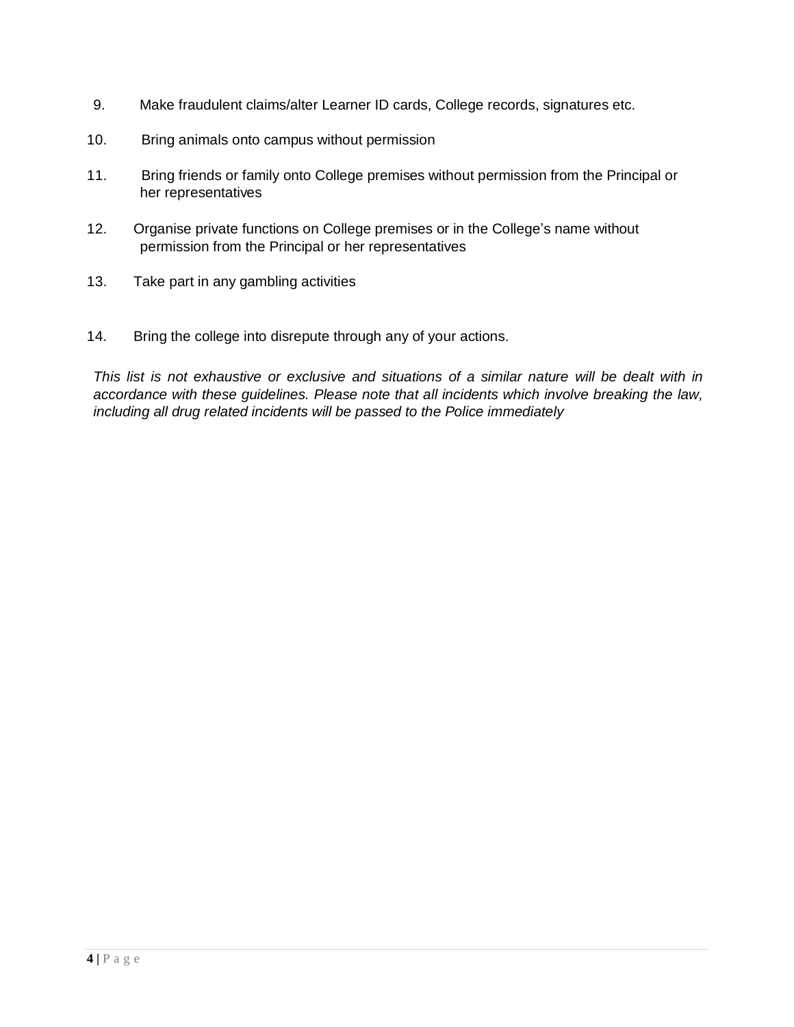9. Make fraudulent claims/alter Learner ID cards, College records, signatures etc.

10. Bring animals onto campus without permission

11. Bring friends or family onto College premises without permission from the Principal or her representatives

12. Organise private functions on College premises or in the College's name without permission from the Principal or her representatives

13. Take part in any gambling activities

14. Bring the college into disrepute through any of your actions.

*This list is not exhaustive or exclusive and situations of a similar nature will be dealt with in accordance with these guidelines. Please note that all incidents which involve breaking the law, including all drug related incidents will be passed to the Police immediately*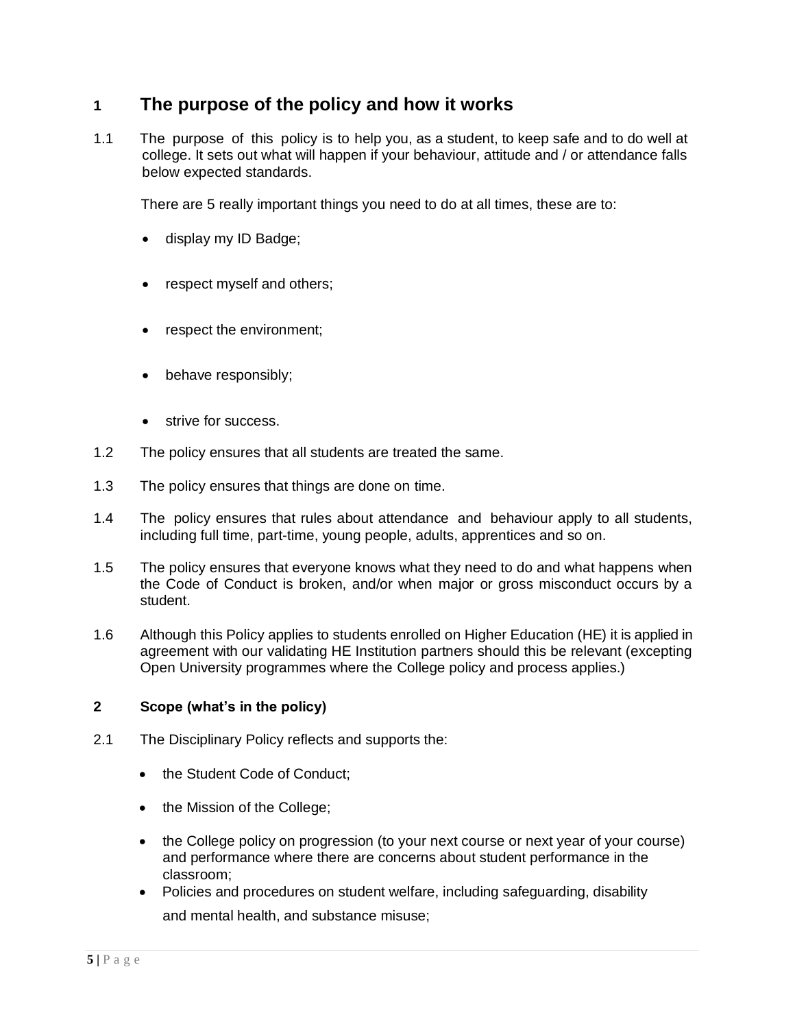## 1 The purpose of the policy and how it works

1.1 The purpose of this policy is to help you, as a student, to keep safe and to do well at college. It sets out what will happen if your behaviour, attitude and / or attendance falls below expected standards.

There are 5 really important things you need to do at all times, these are to:

- display my ID Badge;
- respect myself and others;
- respect the environment;
- behave responsibly;
- strive for success.

1.2 The policy ensures that all students are treated the same.

1.3 The policy ensures that things are done on time.

1.4 The policy ensures that rules about attendance and behaviour apply to all students, including full time, part-time, young people, adults, apprentices and so on.

1.5 The policy ensures that everyone knows what they need to do and what happens when the Code of Conduct is broken, and/or when major or gross misconduct occurs by a student.

1.6 Although this Policy applies to students enrolled on Higher Education (HE) it is applied in agreement with our validating HE Institution partners should this be relevant (excepting Open University programmes where the College policy and process applies.)

### 2 Scope (what's in the policy)

2.1 The Disciplinary Policy reflects and supports the:

- the Student Code of Conduct;
- the Mission of the College;
- the College policy on progression (to your next course or next year of your course) and performance where there are concerns about student performance in the classroom;
- Policies and procedures on student welfare, including safeguarding, disability and mental health, and substance misuse;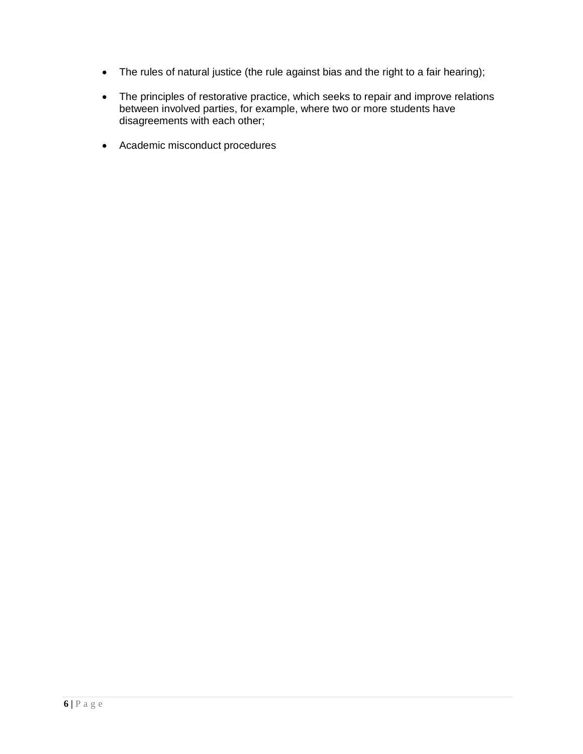- The rules of natural justice (the rule against bias and the right to a fair hearing);
- The principles of restorative practice, which seeks to repair and improve relations between involved parties, for example, where two or more students have disagreements with each other;
- Academic misconduct procedures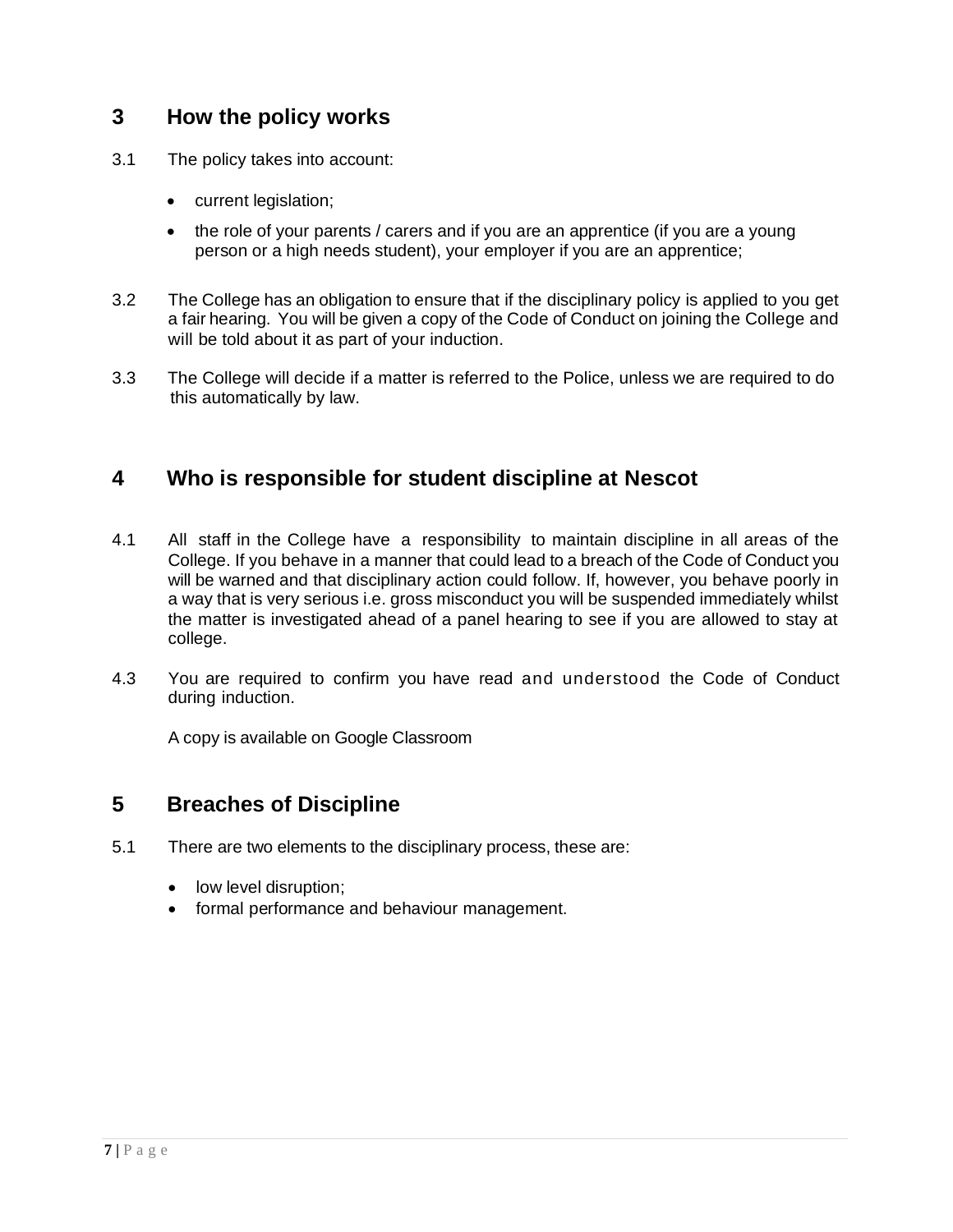## 3 How the policy works

3.1 The policy takes into account:

- current legislation;
- the role of your parents / carers and if you are an apprentice (if you are a young person or a high needs student), your employer if you are an apprentice;

3.2 The College has an obligation to ensure that if the disciplinary policy is applied to you get a fair hearing. You will be given a copy of the Code of Conduct on joining the College and will be told about it as part of your induction.

3.3 The College will decide if a matter is referred to the Police, unless we are required to do this automatically by law.

## 4 Who is responsible for student discipline at Nescot

4.1 All staff in the College have a responsibility to maintain discipline in all areas of the College. If you behave in a manner that could lead to a breach of the Code of Conduct you will be warned and that disciplinary action could follow. If, however, you behave poorly in a way that is very serious i.e. gross misconduct you will be suspended immediately whilst the matter is investigated ahead of a panel hearing to see if you are allowed to stay at college.

4.3 You are required to confirm you have read and understood the Code of Conduct during induction.

A copy is available on Google Classroom

## 5 Breaches of Discipline

5.1 There are two elements to the disciplinary process, these are:

- low level disruption;
- formal performance and behaviour management.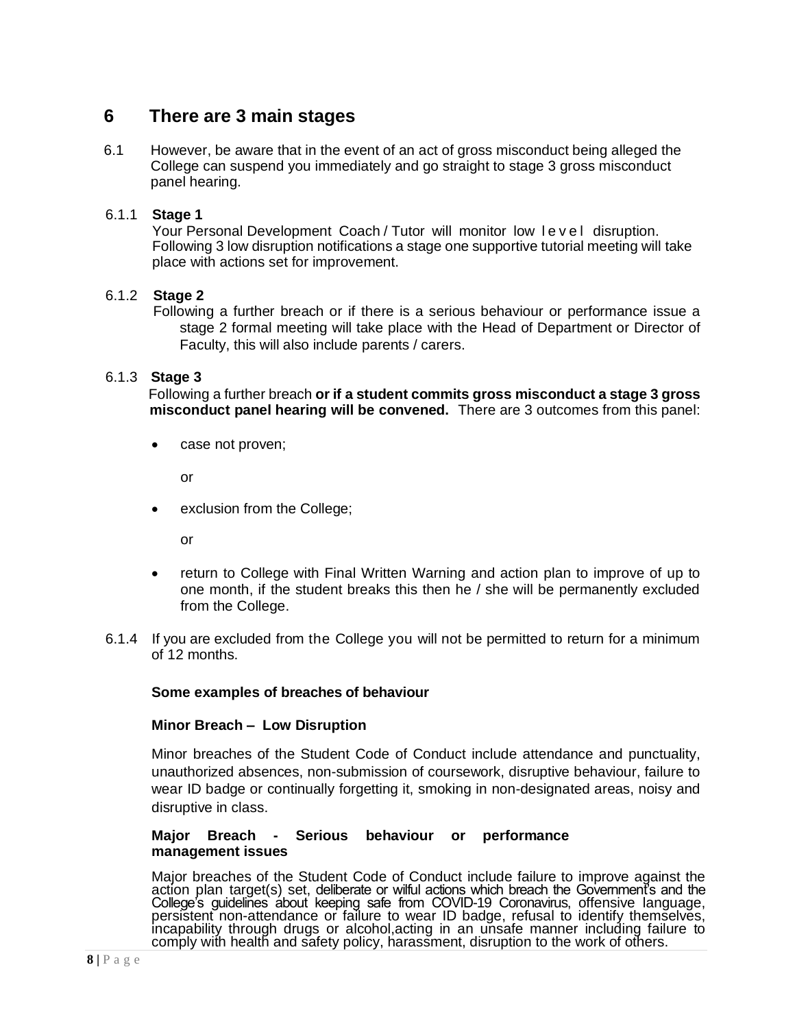## 6 There are 3 main stages

6.1 However, be aware that in the event of an act of gross misconduct being alleged the College can suspend you immediately and go straight to stage 3 gross misconduct panel hearing.

6.1.1 **Stage 1**
Your Personal Development Coach / Tutor will monitor low level disruption. Following 3 low disruption notifications a stage one supportive tutorial meeting will take place with actions set for improvement.

6.1.2 **Stage 2**
Following a further breach or if there is a serious behaviour or performance issue a stage 2 formal meeting will take place with the Head of Department or Director of Faculty, this will also include parents / carers.

6.1.3 **Stage 3**
Following a further breach **or if a student commits gross misconduct a stage 3 gross misconduct panel hearing will be convened.** There are 3 outcomes from this panel:

- case not proven;

  or

- exclusion from the College;

  or

- return to College with Final Written Warning and action plan to improve of up to one month, if the student breaks this then he / she will be permanently excluded from the College.

6.1.4 If you are excluded from the College you will not be permitted to return for a minimum of 12 months.

**Some examples of breaches of behaviour**

**Minor Breach – Low Disruption**

Minor breaches of the Student Code of Conduct include attendance and punctuality, unauthorized absences, non-submission of coursework, disruptive behaviour, failure to wear ID badge or continually forgetting it, smoking in non-designated areas, noisy and disruptive in class.

**Major Breach - Serious behaviour or performance management issues**

Major breaches of the Student Code of Conduct include failure to improve against the action plan target(s) set, deliberate or wilful actions which breach the Government's and the College's guidelines about keeping safe from COVID-19 Coronavirus, offensive language, persistent non-attendance or failure to wear ID badge, refusal to identify themselves, incapability through drugs or alcohol,acting in an unsafe manner including failure to comply with health and safety policy, harassment, disruption to the work of others.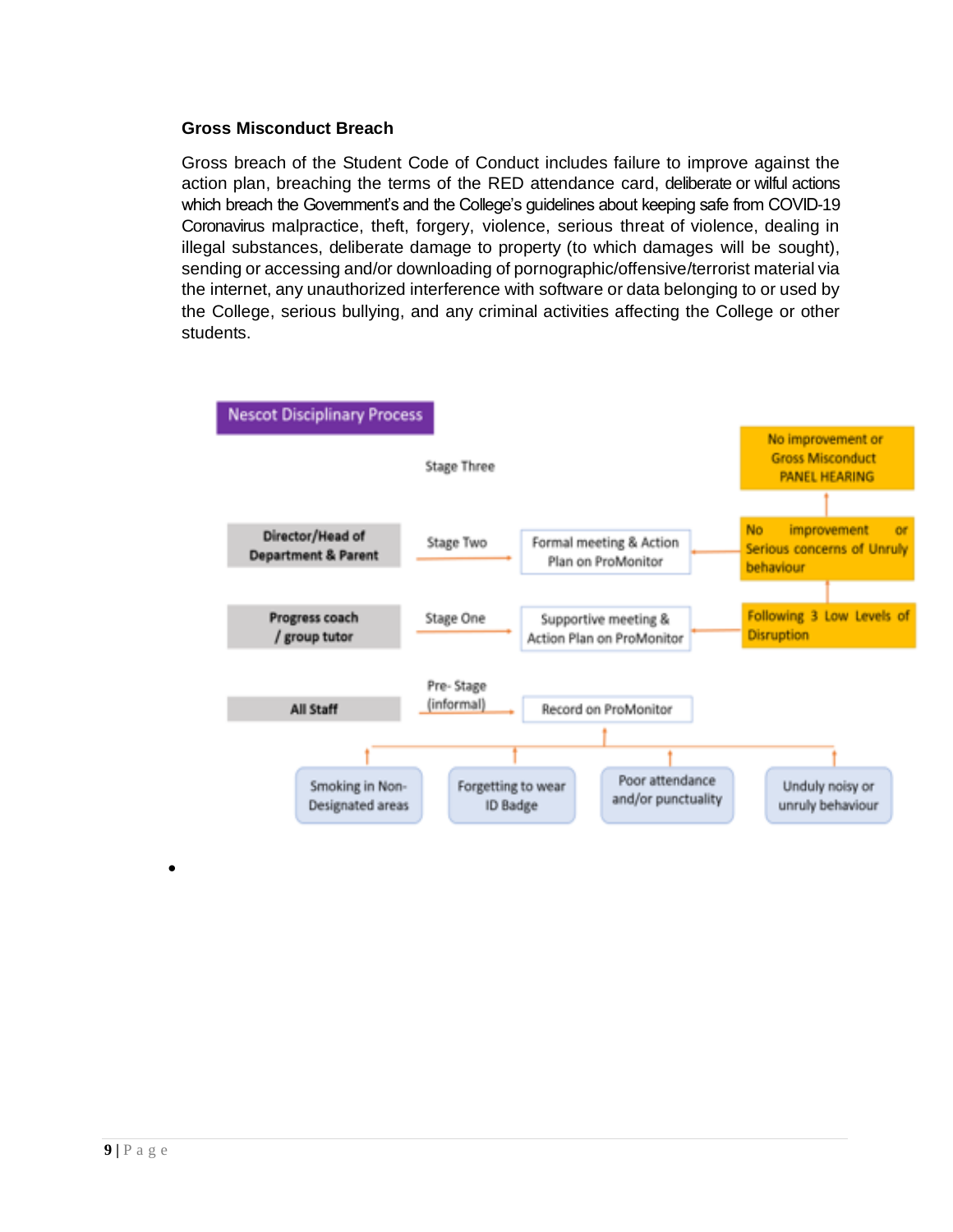### Gross Misconduct Breach

Gross breach of the Student Code of Conduct includes failure to improve against the action plan, breaching the terms of the RED attendance card, deliberate or wilful actions which breach the Government's and the College's guidelines about keeping safe from COVID-19 Coronavirus malpractice, theft, forgery, violence, serious threat of violence, dealing in illegal substances, deliberate damage to property (to which damages will be sought), sending or accessing and/or downloading of pornographic/offensive/terrorist material via the internet, any unauthorized interference with software or data belonging to or used by the College, serious bullying, and any criminal activities affecting the College or other students.

**Nescot Disciplinary Process**

| Responsible | Stage | Action | Trigger |
| --- | --- | --- | --- |
| | Stage Three | | No improvement or Gross Misconduct PANEL HEARING |
| Director/Head of Department & Parent | Stage Two | Formal meeting & Action Plan on ProMonitor | No improvement or Serious concerns of Unruly behaviour |
| Progress coach / group tutor | Stage One | Supportive meeting & Action Plan on ProMonitor | Following 3 Low Levels of Disruption |
| All Staff | Pre- Stage (informal) | Record on ProMonitor | |

Pre-Stage triggers (recorded on ProMonitor):

- Smoking in Non-Designated areas
- Forgetting to wear ID Badge
- Poor attendance and/or punctuality
- Unduly noisy or unruly behaviour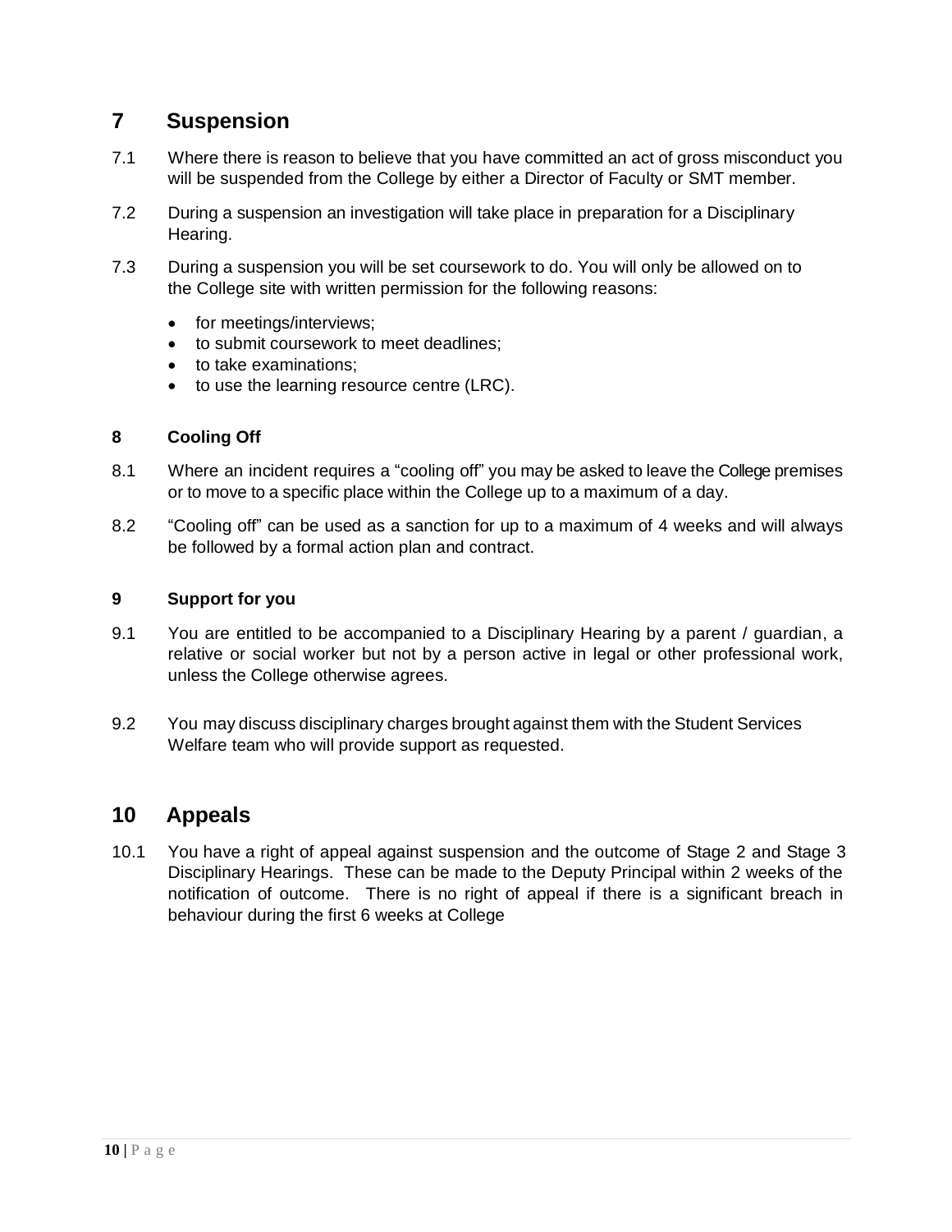## 7 Suspension

7.1 Where there is reason to believe that you have committed an act of gross misconduct you will be suspended from the College by either a Director of Faculty or SMT member.

7.2 During a suspension an investigation will take place in preparation for a Disciplinary Hearing.

7.3 During a suspension you will be set coursework to do. You will only be allowed on to the College site with written permission for the following reasons:

- for meetings/interviews;
- to submit coursework to meet deadlines;
- to take examinations;
- to use the learning resource centre (LRC).

### 8 Cooling Off

8.1 Where an incident requires a "cooling off" you may be asked to leave the College premises or to move to a specific place within the College up to a maximum of a day.

8.2 "Cooling off" can be used as a sanction for up to a maximum of 4 weeks and will always be followed by a formal action plan and contract.

### 9 Support for you

9.1 You are entitled to be accompanied to a Disciplinary Hearing by a parent / guardian, a relative or social worker but not by a person active in legal or other professional work, unless the College otherwise agrees.

9.2 You may discuss disciplinary charges brought against them with the Student Services Welfare team who will provide support as requested.

## 10 Appeals

10.1 You have a right of appeal against suspension and the outcome of Stage 2 and Stage 3 Disciplinary Hearings. These can be made to the Deputy Principal within 2 weeks of the notification of outcome. There is no right of appeal if there is a significant breach in behaviour during the first 6 weeks at College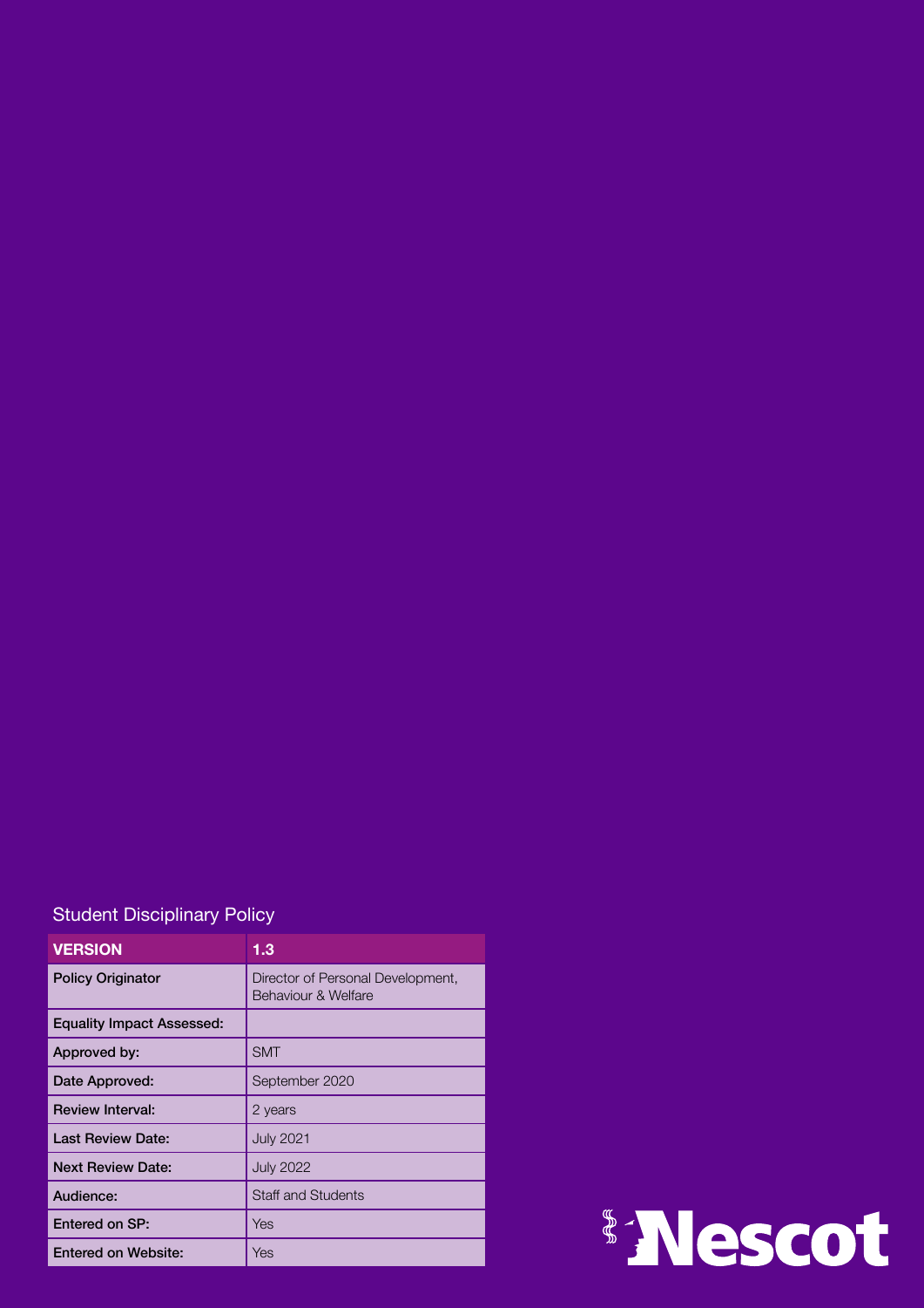Student Disciplinary Policy

| VERSION | 1.3 |
| --- | --- |
| Policy Originator | Director of Personal Development, Behaviour & Welfare |
| Equality Impact Assessed: | |
| Approved by: | SMT |
| Date Approved: | September 2020 |
| Review Interval: | 2 years |
| Last Review Date: | July 2021 |
| Next Review Date: | July 2022 |
| Audience: | Staff and Students |
| Entered on SP: | Yes |
| Entered on Website: | Yes |

Nescot